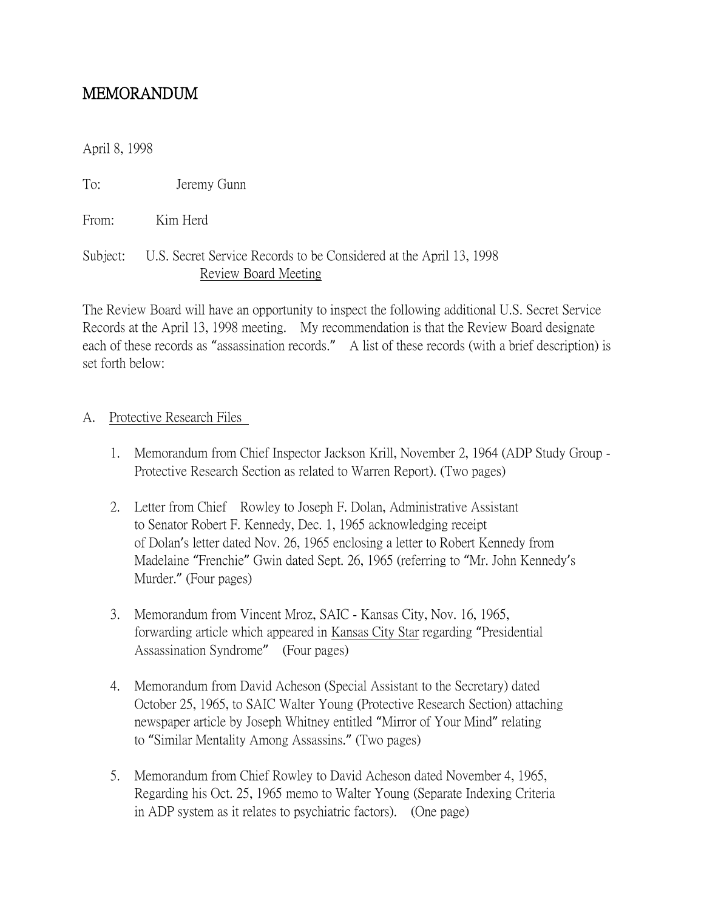# MEMORANDUM

April 8, 1998

To: Jeremy Gunn

From: Kim Herd

Subject: U.S. Secret Service Records to be Considered at the April 13, 1998 <u>Review Board Meeting</u>

The Review Board will have an opportunity to inspect the following additional U.S. Secret Service Records at the April 13, 1998 meeting. My recommendation is that the Review Board designate each of these records as "assassination records." A list of these records (with a brief description) is set forth below:

A. <u>Protective Research Files</u>

1. Memorandum from Chief Inspector Jackson Krill, November 2, 1964 (ADP Study Group - Protective Research Section as related to Warren Report). (Two pages)

2. Letter from Chief Rowley to Joseph F. Dolan, Administrative Assistant to Senator Robert F. Kennedy, Dec. 1, 1965 acknowledging receipt of Dolan's letter dated Nov. 26, 1965 enclosing a letter to Robert Kennedy from Madelaine "Frenchie" Gwin dated Sept. 26, 1965 (referring to "Mr. John Kennedy's Murder." (Four pages)

3. Memorandum from Vincent Mroz, SAIC - Kansas City, Nov. 16, 1965, forwarding article which appeared in <u>Kansas City Star</u> regarding "Presidential Assassination Syndrome" (Four pages)

4. Memorandum from David Acheson (Special Assistant to the Secretary) dated October 25, 1965, to SAIC Walter Young (Protective Research Section) attaching newspaper article by Joseph Whitney entitled "Mirror of Your Mind" relating to "Similar Mentality Among Assassins." (Two pages)

5. Memorandum from Chief Rowley to David Acheson dated November 4, 1965, Regarding his Oct. 25, 1965 memo to Walter Young (Separate Indexing Criteria in ADP system as it relates to psychiatric factors). (One page)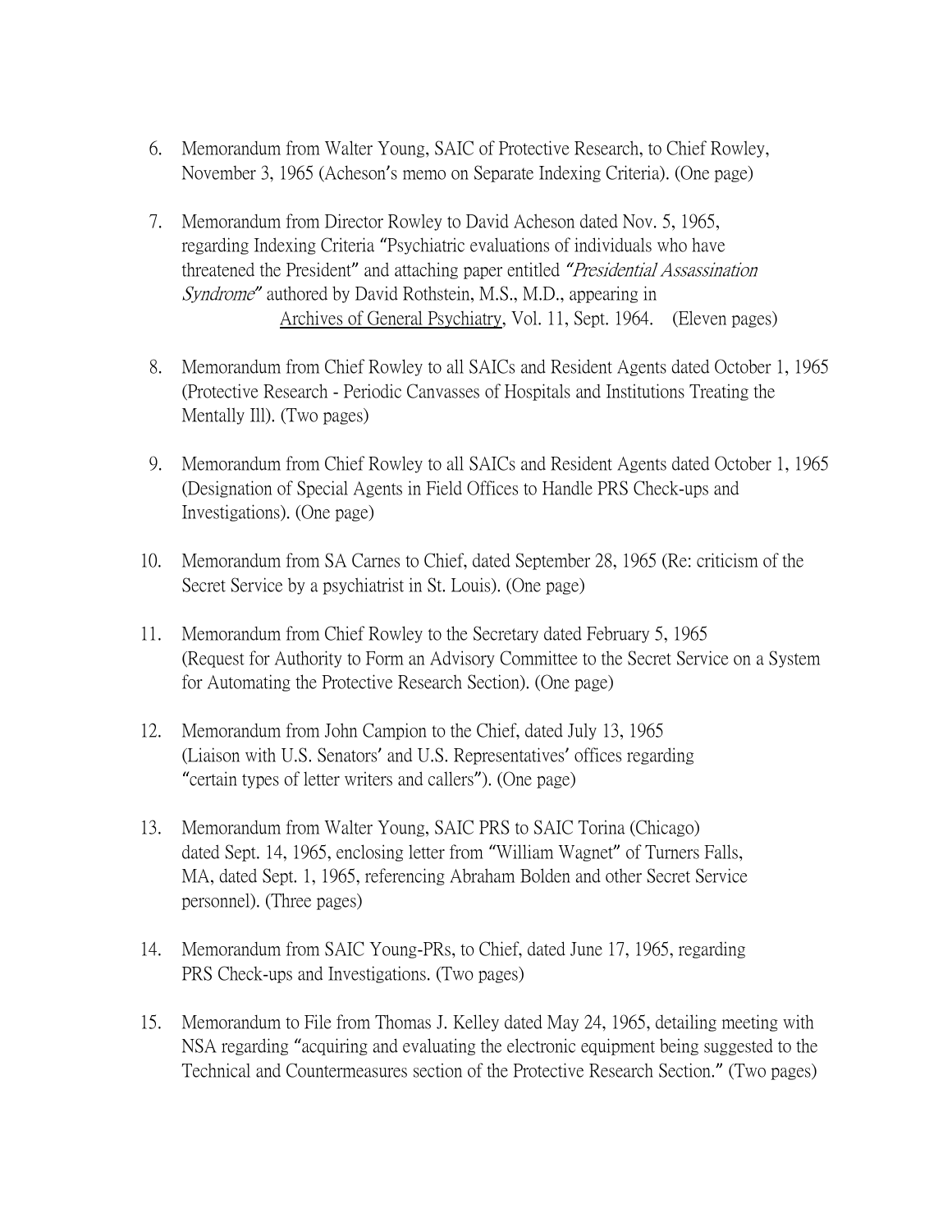6. Memorandum from Walter Young, SAIC of Protective Research, to Chief Rowley, November 3, 1965 (Acheson's memo on Separate Indexing Criteria). (One page)

7. Memorandum from Director Rowley to David Acheson dated Nov. 5, 1965, regarding Indexing Criteria "Psychiatric evaluations of individuals who have threatened the President" and attaching paper entitled *"Presidential Assassination Syndrome"* authored by David Rothstein, M.S., M.D., appearing in Archives of General Psychiatry, Vol. 11, Sept. 1964. (Eleven pages)

8. Memorandum from Chief Rowley to all SAICs and Resident Agents dated October 1, 1965 (Protective Research - Periodic Canvasses of Hospitals and Institutions Treating the Mentally Ill). (Two pages)

9. Memorandum from Chief Rowley to all SAICs and Resident Agents dated October 1, 1965 (Designation of Special Agents in Field Offices to Handle PRS Check-ups and Investigations). (One page)

10. Memorandum from SA Carnes to Chief, dated September 28, 1965 (Re: criticism of the Secret Service by a psychiatrist in St. Louis). (One page)

11. Memorandum from Chief Rowley to the Secretary dated February 5, 1965 (Request for Authority to Form an Advisory Committee to the Secret Service on a System for Automating the Protective Research Section). (One page)

12. Memorandum from John Campion to the Chief, dated July 13, 1965 (Liaison with U.S. Senators' and U.S. Representatives' offices regarding "certain types of letter writers and callers"). (One page)

13. Memorandum from Walter Young, SAIC PRS to SAIC Torina (Chicago) dated Sept. 14, 1965, enclosing letter from "William Wagnet" of Turners Falls, MA, dated Sept. 1, 1965, referencing Abraham Bolden and other Secret Service personnel). (Three pages)

14. Memorandum from SAIC Young-PRs, to Chief, dated June 17, 1965, regarding PRS Check-ups and Investigations. (Two pages)

15. Memorandum to File from Thomas J. Kelley dated May 24, 1965, detailing meeting with NSA regarding "acquiring and evaluating the electronic equipment being suggested to the Technical and Countermeasures section of the Protective Research Section." (Two pages)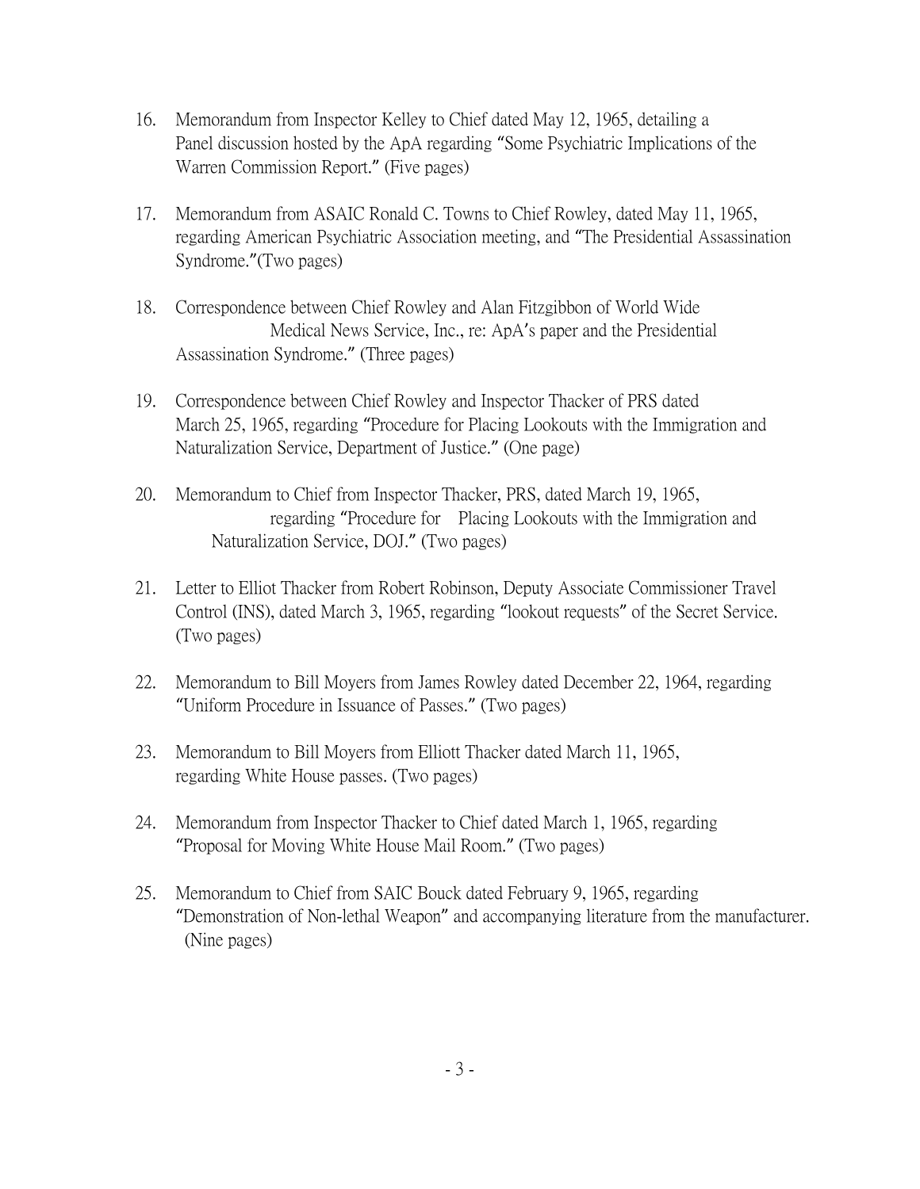16. Memorandum from Inspector Kelley to Chief dated May 12, 1965, detailing a Panel discussion hosted by the ApA regarding "Some Psychiatric Implications of the Warren Commission Report." (Five pages)

17. Memorandum from ASAIC Ronald C. Towns to Chief Rowley, dated May 11, 1965, regarding American Psychiatric Association meeting, and "The Presidential Assassination Syndrome."(Two pages)

18. Correspondence between Chief Rowley and Alan Fitzgibbon of World Wide Medical News Service, Inc., re: ApA's paper and the Presidential Assassination Syndrome." (Three pages)

19. Correspondence between Chief Rowley and Inspector Thacker of PRS dated March 25, 1965, regarding "Procedure for Placing Lookouts with the Immigration and Naturalization Service, Department of Justice." (One page)

20. Memorandum to Chief from Inspector Thacker, PRS, dated March 19, 1965, regarding "Procedure for Placing Lookouts with the Immigration and Naturalization Service, DOJ." (Two pages)

21. Letter to Elliot Thacker from Robert Robinson, Deputy Associate Commissioner Travel Control (INS), dated March 3, 1965, regarding "lookout requests" of the Secret Service. (Two pages)

22. Memorandum to Bill Moyers from James Rowley dated December 22, 1964, regarding "Uniform Procedure in Issuance of Passes." (Two pages)

23. Memorandum to Bill Moyers from Elliott Thacker dated March 11, 1965, regarding White House passes. (Two pages)

24. Memorandum from Inspector Thacker to Chief dated March 1, 1965, regarding "Proposal for Moving White House Mail Room." (Two pages)

25. Memorandum to Chief from SAIC Bouck dated February 9, 1965, regarding "Demonstration of Non-lethal Weapon" and accompanying literature from the manufacturer. (Nine pages)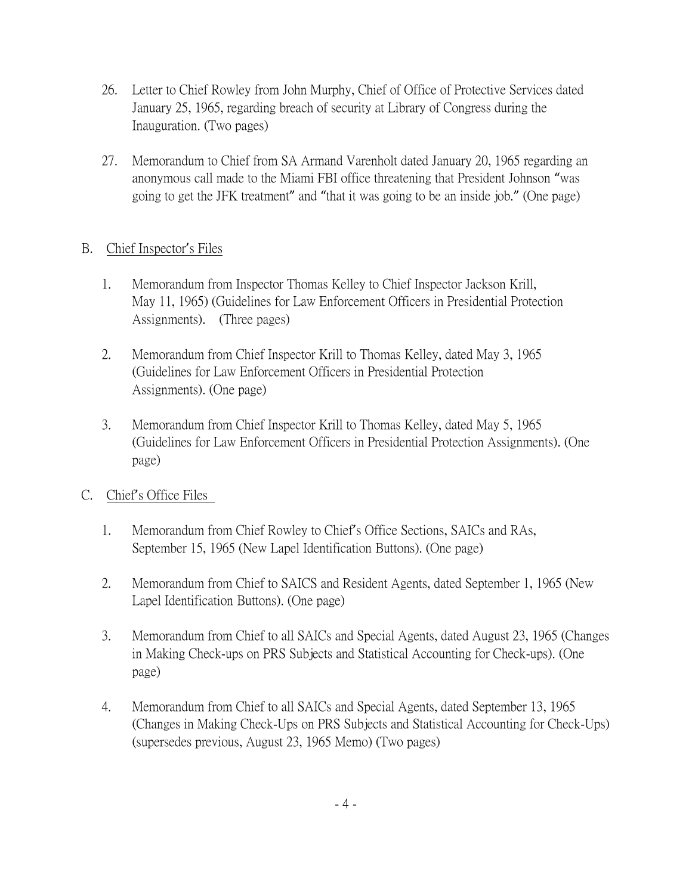26. Letter to Chief Rowley from John Murphy, Chief of Office of Protective Services dated January 25, 1965, regarding breach of security at Library of Congress during the Inauguration. (Two pages)

27. Memorandum to Chief from SA Armand Varenholt dated January 20, 1965 regarding an anonymous call made to the Miami FBI office threatening that President Johnson "was going to get the JFK treatment" and "that it was going to be an inside job." (One page)

B. Chief Inspector's Files

1. Memorandum from Inspector Thomas Kelley to Chief Inspector Jackson Krill, May 11, 1965) (Guidelines for Law Enforcement Officers in Presidential Protection Assignments). (Three pages)

2. Memorandum from Chief Inspector Krill to Thomas Kelley, dated May 3, 1965 (Guidelines for Law Enforcement Officers in Presidential Protection Assignments). (One page)

3. Memorandum from Chief Inspector Krill to Thomas Kelley, dated May 5, 1965 (Guidelines for Law Enforcement Officers in Presidential Protection Assignments). (One page)

C. Chief's Office Files

1. Memorandum from Chief Rowley to Chief's Office Sections, SAICs and RAs, September 15, 1965 (New Lapel Identification Buttons). (One page)

2. Memorandum from Chief to SAICS and Resident Agents, dated September 1, 1965 (New Lapel Identification Buttons). (One page)

3. Memorandum from Chief to all SAICs and Special Agents, dated August 23, 1965 (Changes in Making Check-ups on PRS Subjects and Statistical Accounting for Check-ups). (One page)

4. Memorandum from Chief to all SAICs and Special Agents, dated September 13, 1965 (Changes in Making Check-Ups on PRS Subjects and Statistical Accounting for Check-Ups) (supersedes previous, August 23, 1965 Memo) (Two pages)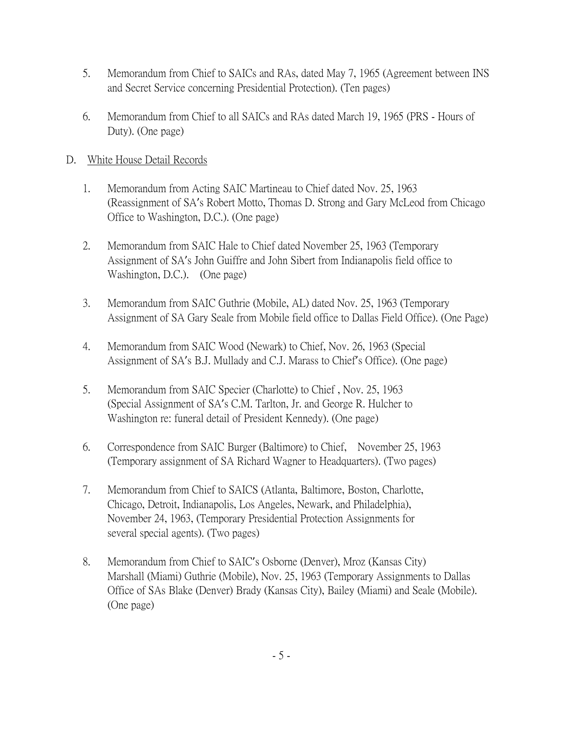5. Memorandum from Chief to SAICs and RAs, dated May 7, 1965 (Agreement between INS and Secret Service concerning Presidential Protection). (Ten pages)

6. Memorandum from Chief to all SAICs and RAs dated March 19, 1965 (PRS - Hours of Duty). (One page)

D. <u>White House Detail Records</u>

1. Memorandum from Acting SAIC Martineau to Chief dated Nov. 25, 1963 (Reassignment of SA's Robert Motto, Thomas D. Strong and Gary McLeod from Chicago Office to Washington, D.C.). (One page)

2. Memorandum from SAIC Hale to Chief dated November 25, 1963 (Temporary Assignment of SA's John Guiffre and John Sibert from Indianapolis field office to Washington, D.C.). (One page)

3. Memorandum from SAIC Guthrie (Mobile, AL) dated Nov. 25, 1963 (Temporary Assignment of SA Gary Seale from Mobile field office to Dallas Field Office). (One Page)

4. Memorandum from SAIC Wood (Newark) to Chief, Nov. 26, 1963 (Special Assignment of SA's B.J. Mullady and C.J. Marass to Chief's Office). (One page)

5. Memorandum from SAIC Specier (Charlotte) to Chief , Nov. 25, 1963 (Special Assignment of SA's C.M. Tarlton, Jr. and George R. Hulcher to Washington re: funeral detail of President Kennedy). (One page)

6. Correspondence from SAIC Burger (Baltimore) to Chief, November 25, 1963 (Temporary assignment of SA Richard Wagner to Headquarters). (Two pages)

7. Memorandum from Chief to SAICS (Atlanta, Baltimore, Boston, Charlotte, Chicago, Detroit, Indianapolis, Los Angeles, Newark, and Philadelphia), November 24, 1963, (Temporary Presidential Protection Assignments for several special agents). (Two pages)

8. Memorandum from Chief to SAIC's Osborne (Denver), Mroz (Kansas City) Marshall (Miami) Guthrie (Mobile), Nov. 25, 1963 (Temporary Assignments to Dallas Office of SAs Blake (Denver) Brady (Kansas City), Bailey (Miami) and Seale (Mobile). (One page)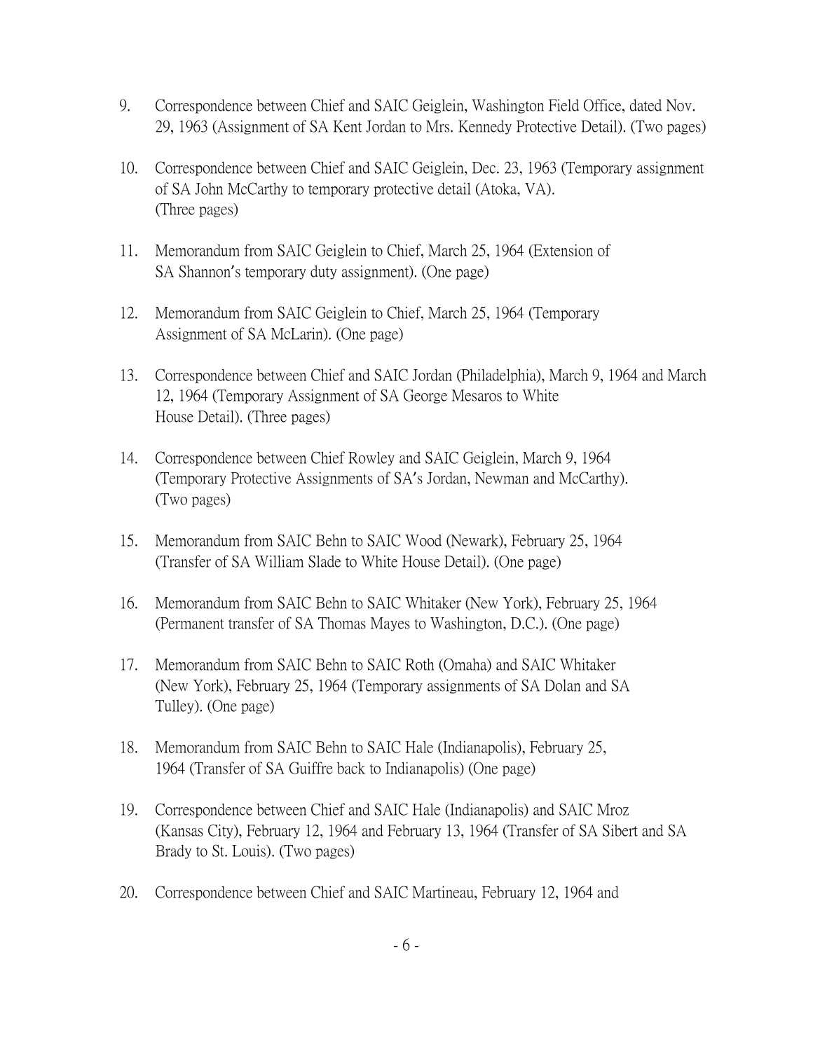9. Correspondence between Chief and SAIC Geiglein, Washington Field Office, dated Nov. 29, 1963 (Assignment of SA Kent Jordan to Mrs. Kennedy Protective Detail). (Two pages)

10. Correspondence between Chief and SAIC Geiglein, Dec. 23, 1963 (Temporary assignment of SA John McCarthy to temporary protective detail (Atoka, VA). (Three pages)

11. Memorandum from SAIC Geiglein to Chief, March 25, 1964 (Extension of SA Shannon's temporary duty assignment). (One page)

12. Memorandum from SAIC Geiglein to Chief, March 25, 1964 (Temporary Assignment of SA McLarin). (One page)

13. Correspondence between Chief and SAIC Jordan (Philadelphia), March 9, 1964 and March 12, 1964 (Temporary Assignment of SA George Mesaros to White House Detail). (Three pages)

14. Correspondence between Chief Rowley and SAIC Geiglein, March 9, 1964 (Temporary Protective Assignments of SA's Jordan, Newman and McCarthy). (Two pages)

15. Memorandum from SAIC Behn to SAIC Wood (Newark), February 25, 1964 (Transfer of SA William Slade to White House Detail). (One page)

16. Memorandum from SAIC Behn to SAIC Whitaker (New York), February 25, 1964 (Permanent transfer of SA Thomas Mayes to Washington, D.C.). (One page)

17. Memorandum from SAIC Behn to SAIC Roth (Omaha) and SAIC Whitaker (New York), February 25, 1964 (Temporary assignments of SA Dolan and SA Tulley). (One page)

18. Memorandum from SAIC Behn to SAIC Hale (Indianapolis), February 25, 1964 (Transfer of SA Guiffre back to Indianapolis) (One page)

19. Correspondence between Chief and SAIC Hale (Indianapolis) and SAIC Mroz (Kansas City), February 12, 1964 and February 13, 1964 (Transfer of SA Sibert and SA Brady to St. Louis). (Two pages)

20. Correspondence between Chief and SAIC Martineau, February 12, 1964 and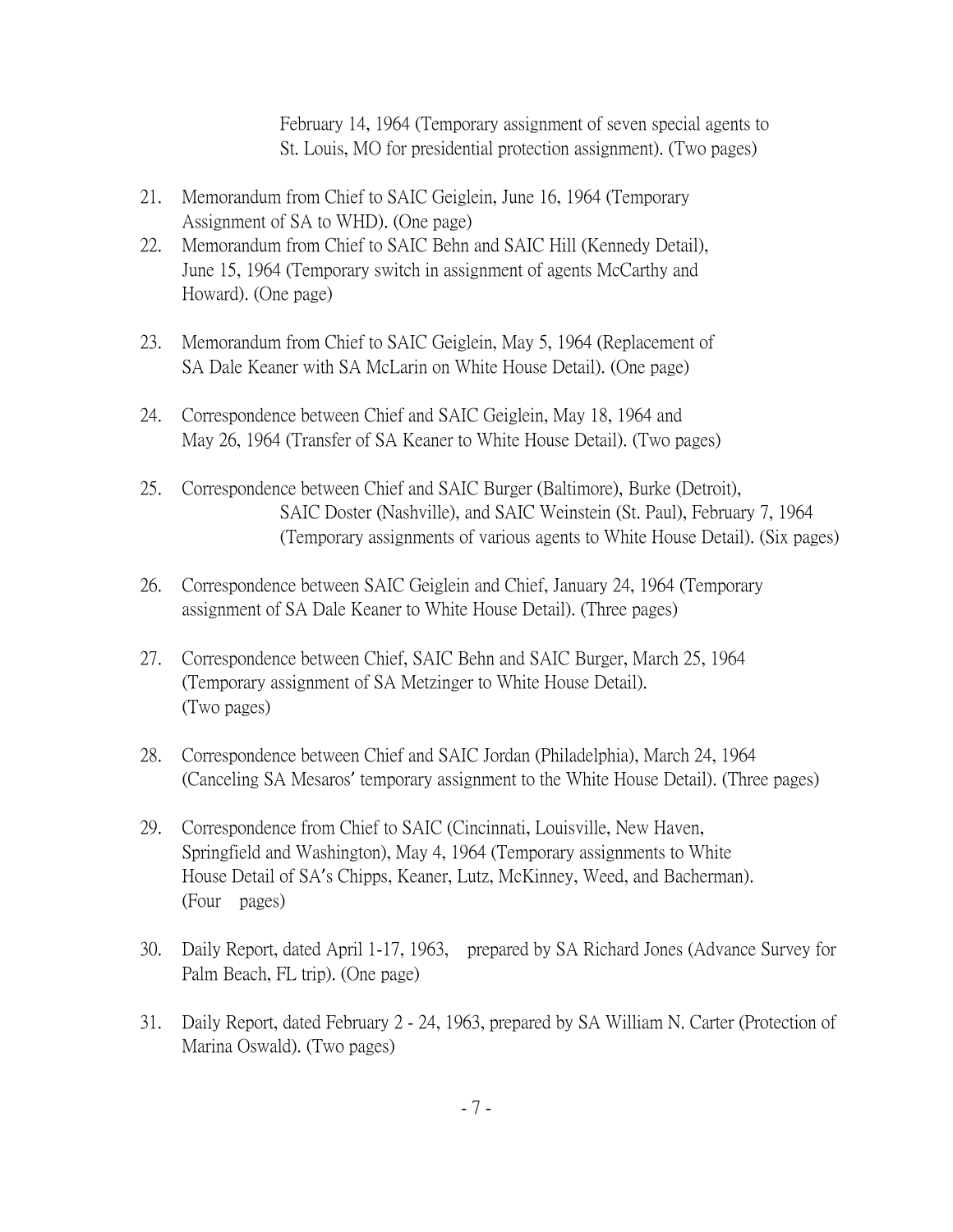February 14, 1964 (Temporary assignment of seven special agents to St. Louis, MO for presidential protection assignment). (Two pages)

21. Memorandum from Chief to SAIC Geiglein, June 16, 1964 (Temporary Assignment of SA to WHD). (One page)
22. Memorandum from Chief to SAIC Behn and SAIC Hill (Kennedy Detail), June 15, 1964 (Temporary switch in assignment of agents McCarthy and Howard). (One page)
23. Memorandum from Chief to SAIC Geiglein, May 5, 1964 (Replacement of SA Dale Keaner with SA McLarin on White House Detail). (One page)
24. Correspondence between Chief and SAIC Geiglein, May 18, 1964 and May 26, 1964 (Transfer of SA Keaner to White House Detail). (Two pages)
25. Correspondence between Chief and SAIC Burger (Baltimore), Burke (Detroit), SAIC Doster (Nashville), and SAIC Weinstein (St. Paul), February 7, 1964 (Temporary assignments of various agents to White House Detail). (Six pages)
26. Correspondence between SAIC Geiglein and Chief, January 24, 1964 (Temporary assignment of SA Dale Keaner to White House Detail). (Three pages)
27. Correspondence between Chief, SAIC Behn and SAIC Burger, March 25, 1964 (Temporary assignment of SA Metzinger to White House Detail). (Two pages)
28. Correspondence between Chief and SAIC Jordan (Philadelphia), March 24, 1964 (Canceling SA Mesaros' temporary assignment to the White House Detail). (Three pages)
29. Correspondence from Chief to SAIC (Cincinnati, Louisville, New Haven, Springfield and Washington), May 4, 1964 (Temporary assignments to White House Detail of SA's Chipps, Keaner, Lutz, McKinney, Weed, and Bacherman). (Four pages)
30. Daily Report, dated April 1-17, 1963, prepared by SA Richard Jones (Advance Survey for Palm Beach, FL trip). (One page)
31. Daily Report, dated February 2 - 24, 1963, prepared by SA William N. Carter (Protection of Marina Oswald). (Two pages)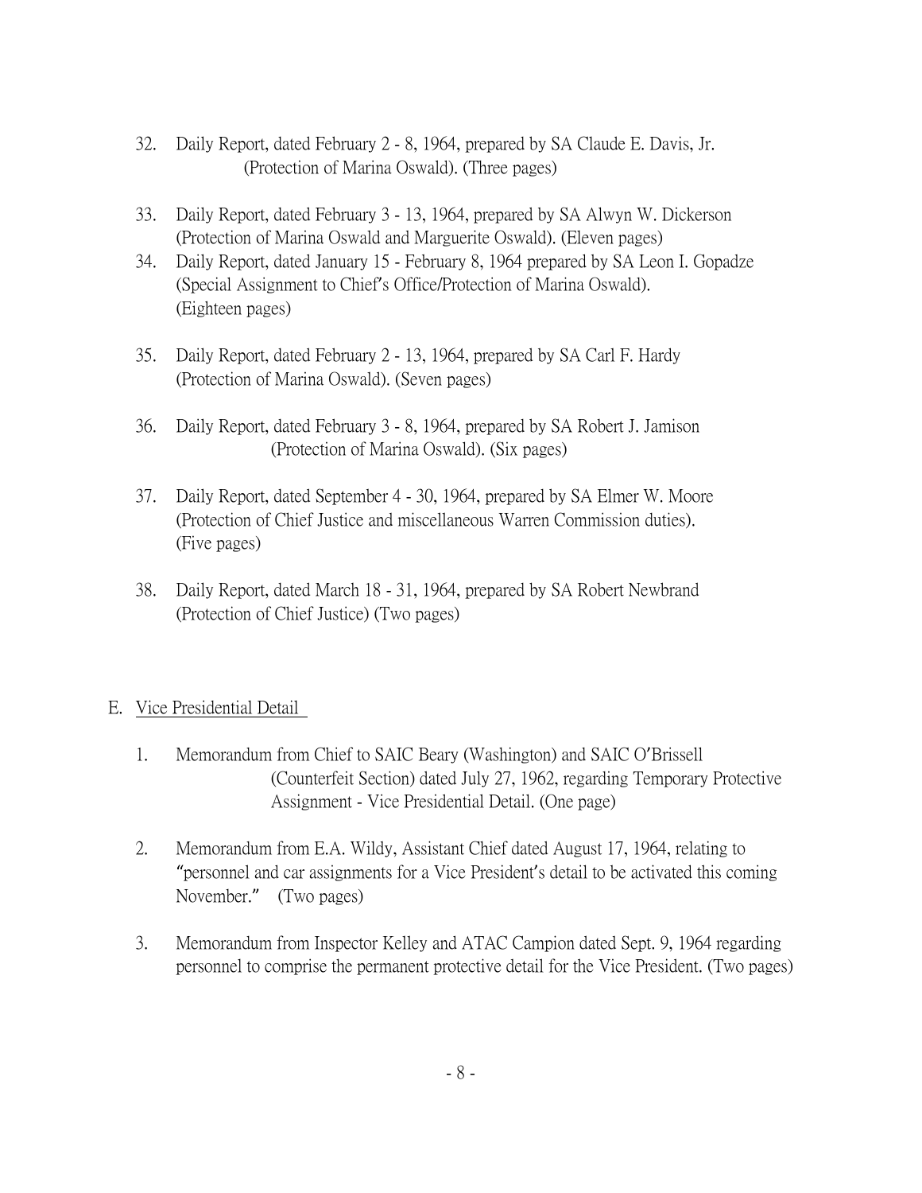32. Daily Report, dated February 2 - 8, 1964, prepared by SA Claude E. Davis, Jr. (Protection of Marina Oswald). (Three pages)

33. Daily Report, dated February 3 - 13, 1964, prepared by SA Alwyn W. Dickerson (Protection of Marina Oswald and Marguerite Oswald). (Eleven pages)

34. Daily Report, dated January 15 - February 8, 1964 prepared by SA Leon I. Gopadze (Special Assignment to Chief's Office/Protection of Marina Oswald). (Eighteen pages)

35. Daily Report, dated February 2 - 13, 1964, prepared by SA Carl F. Hardy (Protection of Marina Oswald). (Seven pages)

36. Daily Report, dated February 3 - 8, 1964, prepared by SA Robert J. Jamison (Protection of Marina Oswald). (Six pages)

37. Daily Report, dated September 4 - 30, 1964, prepared by SA Elmer W. Moore (Protection of Chief Justice and miscellaneous Warren Commission duties). (Five pages)

38. Daily Report, dated March 18 - 31, 1964, prepared by SA Robert Newbrand (Protection of Chief Justice) (Two pages)

E. Vice Presidential Detail

1. Memorandum from Chief to SAIC Beary (Washington) and SAIC O'Brissell (Counterfeit Section) dated July 27, 1962, regarding Temporary Protective Assignment - Vice Presidential Detail. (One page)

2. Memorandum from E.A. Wildy, Assistant Chief dated August 17, 1964, relating to "personnel and car assignments for a Vice President's detail to be activated this coming November." (Two pages)

3. Memorandum from Inspector Kelley and ATAC Campion dated Sept. 9, 1964 regarding personnel to comprise the permanent protective detail for the Vice President. (Two pages)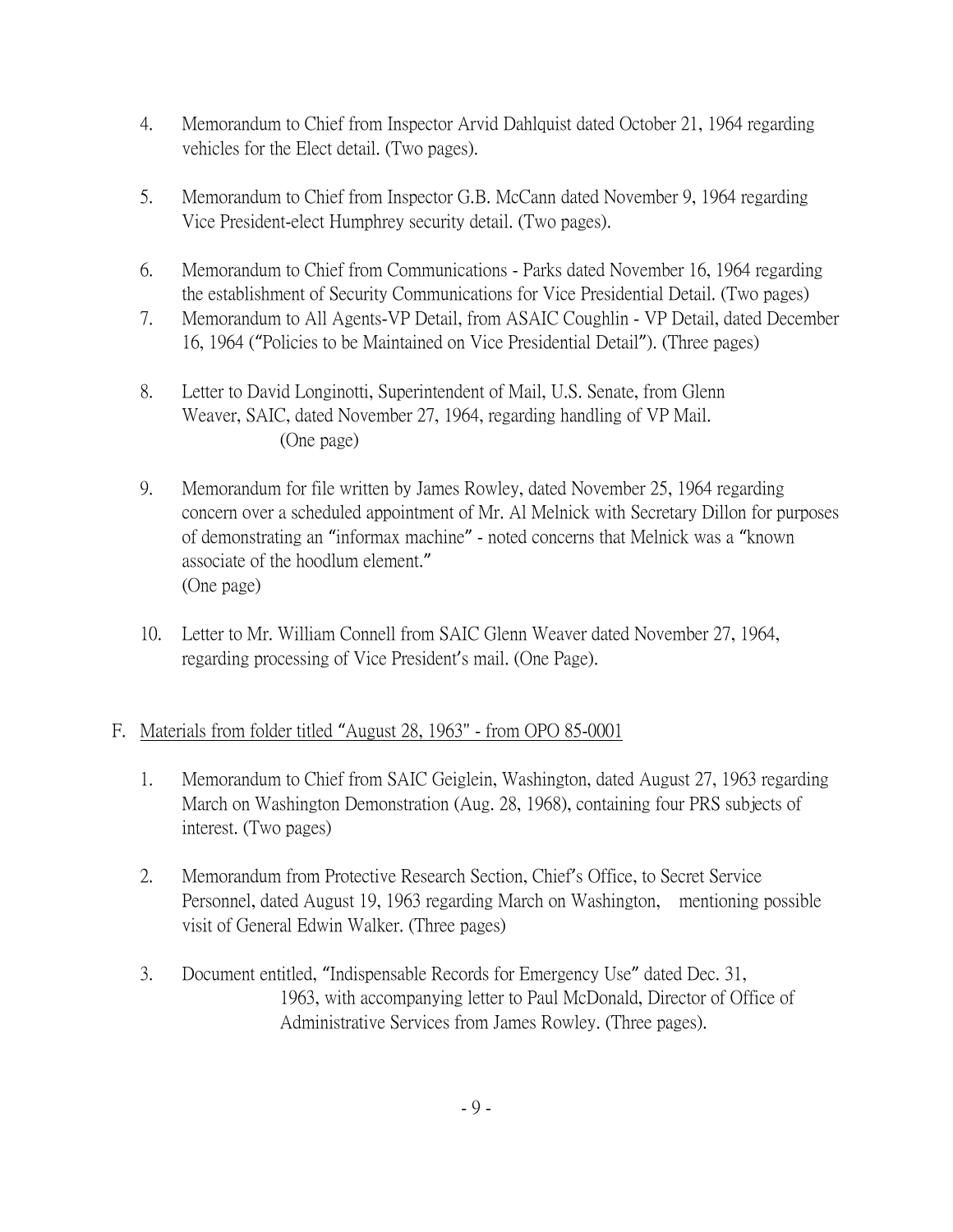4. Memorandum to Chief from Inspector Arvid Dahlquist dated October 21, 1964 regarding vehicles for the Elect detail. (Two pages).

5. Memorandum to Chief from Inspector G.B. McCann dated November 9, 1964 regarding Vice President-elect Humphrey security detail. (Two pages).

6. Memorandum to Chief from Communications - Parks dated November 16, 1964 regarding the establishment of Security Communications for Vice Presidential Detail. (Two pages)

7. Memorandum to All Agents-VP Detail, from ASAIC Coughlin - VP Detail, dated December 16, 1964 ("Policies to be Maintained on Vice Presidential Detail"). (Three pages)

8. Letter to David Longinotti, Superintendent of Mail, U.S. Senate, from Glenn Weaver, SAIC, dated November 27, 1964, regarding handling of VP Mail. (One page)

9. Memorandum for file written by James Rowley, dated November 25, 1964 regarding concern over a scheduled appointment of Mr. Al Melnick with Secretary Dillon for purposes of demonstrating an "informax machine" - noted concerns that Melnick was a "known associate of the hoodlum element." (One page)

10. Letter to Mr. William Connell from SAIC Glenn Weaver dated November 27, 1964, regarding processing of Vice President's mail. (One Page).

F. Materials from folder titled "August 28, 1963" - from OPO 85-0001

1. Memorandum to Chief from SAIC Geiglein, Washington, dated August 27, 1963 regarding March on Washington Demonstration (Aug. 28, 1968), containing four PRS subjects of interest. (Two pages)

2. Memorandum from Protective Research Section, Chief's Office, to Secret Service Personnel, dated August 19, 1963 regarding March on Washington, mentioning possible visit of General Edwin Walker. (Three pages)

3. Document entitled, "Indispensable Records for Emergency Use" dated Dec. 31, 1963, with accompanying letter to Paul McDonald, Director of Office of Administrative Services from James Rowley. (Three pages).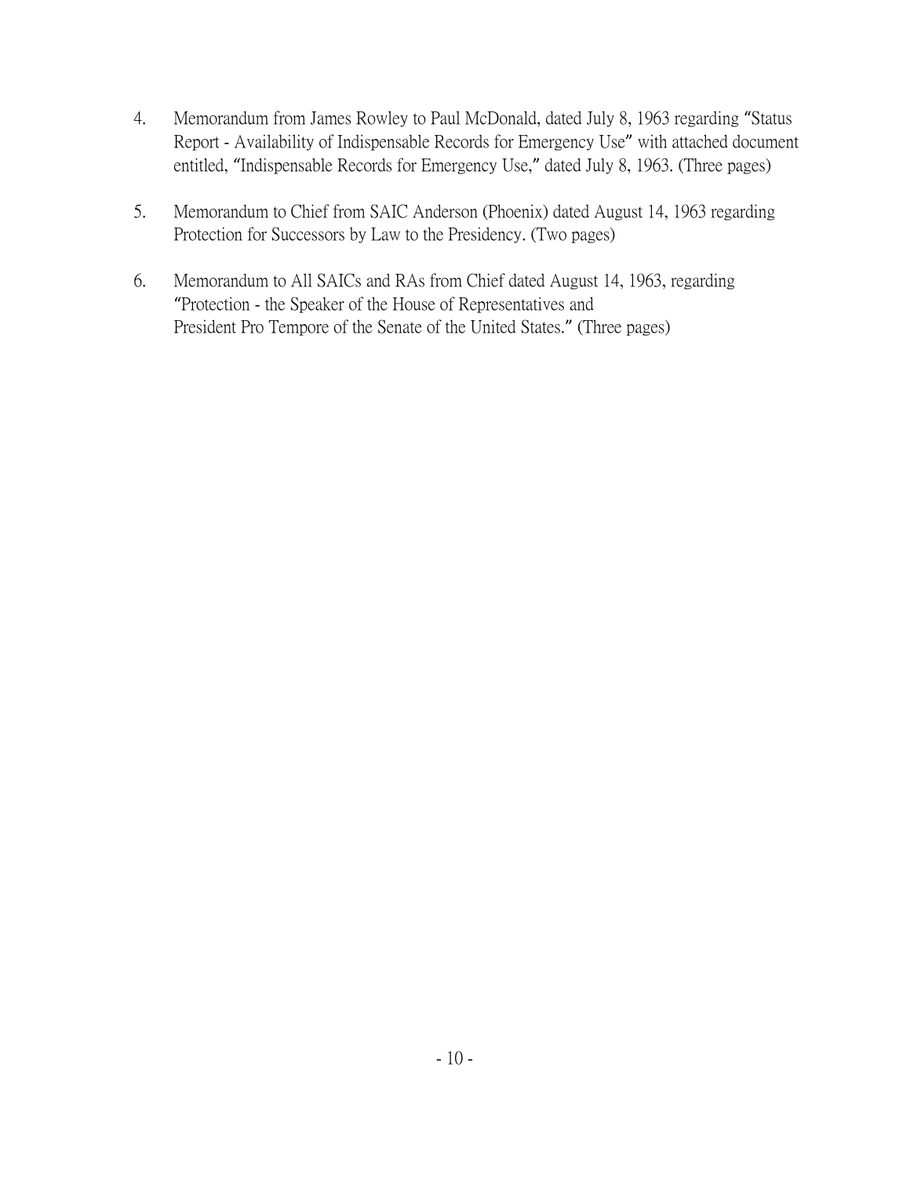4. Memorandum from James Rowley to Paul McDonald, dated July 8, 1963 regarding "Status Report - Availability of Indispensable Records for Emergency Use" with attached document entitled, "Indispensable Records for Emergency Use," dated July 8, 1963. (Three pages)

5. Memorandum to Chief from SAIC Anderson (Phoenix) dated August 14, 1963 regarding Protection for Successors by Law to the Presidency. (Two pages)

6. Memorandum to All SAICs and RAs from Chief dated August 14, 1963, regarding "Protection - the Speaker of the House of Representatives and President Pro Tempore of the Senate of the United States." (Three pages)